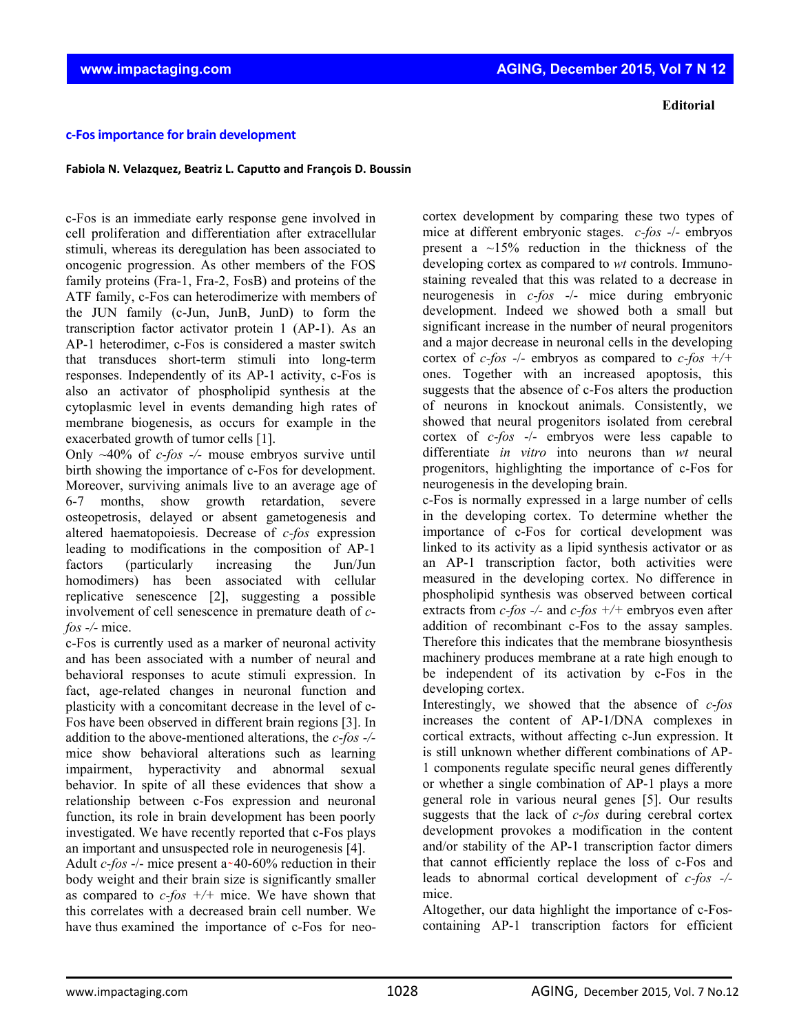**Editorial**

## c-Fos importance for brain development

**Fabiola N. Velazquez, Beatriz L. Caputto and François D. Boussin**

c-Fos is an immediate early response gene involved in cell proliferation and differentiation after extracellular stimuli, whereas its deregulation has been associated to oncogenic progression. As other members of the FOS family proteins (Fra-1, Fra-2, FosB) and proteins of the ATF family, c-Fos can heterodimerize with members of the JUN family (c-Jun, JunB, JunD) to form the transcription factor activator protein 1 (AP-1). As an AP-1 heterodimer, c-Fos is considered a master switch that transduces short-term stimuli into long-term responses. Independently of its AP-1 activity, c-Fos is also an activator of phospholipid synthesis at the cytoplasmic level in events demanding high rates of membrane biogenesis, as occurs for example in the exacerbated growth of tumor cells [1].

Only ~40% of *c-fos* -/- mouse embryos survive until birth showing the importance of c-Fos for development. Moreover, surviving animals live to an average age of 6-7 months, show growth retardation, severe osteopetrosis, delayed or absent gametogenesis and altered haematopoiesis. Decrease of *c-fos* expression leading to modifications in the composition of AP-1 factors (particularly increasing the Jun/Jun homodimers) has been associated with cellular replicative senescence [2], suggesting a possible involvement of cell senescence in premature death of *c-fos* -/- mice.

c-Fos is currently used as a marker of neuronal activity and has been associated with a number of neural and behavioral responses to acute stimuli expression. In fact, age-related changes in neuronal function and plasticity with a concomitant decrease in the level of c-Fos have been observed in different brain regions [3]. In addition to the above-mentioned alterations, the *c-fos* -/- mice show behavioral alterations such as learning impairment, hyperactivity and abnormal sexual behavior. In spite of all these evidences that show a relationship between c-Fos expression and neuronal function, its role in brain development has been poorly investigated. We have recently reported that c-Fos plays an important and unsuspected role in neurogenesis [4].

Adult *c-fos* -/- mice present a ~40-60% reduction in their body weight and their brain size is significantly smaller as compared to *c-fos* +/+ mice. We have shown that this correlates with a decreased brain cell number. We have thus examined the importance of c-Fos for neo-cortex development by comparing these two types of mice at different embryonic stages. *c-fos* -/- embryos present a ~15% reduction in the thickness of the developing cortex as compared to *wt* controls. Immuno-staining revealed that this was related to a decrease in neurogenesis in *c-fos* -/- mice during embryonic development. Indeed we showed both a small but significant increase in the number of neural progenitors and a major decrease in neuronal cells in the developing cortex of *c-fos* -/- embryos as compared to *c-fos* +/+ ones. Together with an increased apoptosis, this suggests that the absence of c-Fos alters the production of neurons in knockout animals. Consistently, we showed that neural progenitors isolated from cerebral cortex of *c-fos* -/- embryos were less capable to differentiate *in vitro* into neurons than *wt* neural progenitors, highlighting the importance of c-Fos for neurogenesis in the developing brain.

c-Fos is normally expressed in a large number of cells in the developing cortex. To determine whether the importance of c-Fos for cortical development was linked to its activity as a lipid synthesis activator or as an AP-1 transcription factor, both activities were measured in the developing cortex. No difference in phospholipid synthesis was observed between cortical extracts from *c-fos* -/- and *c-fos* +/+ embryos even after addition of recombinant c-Fos to the assay samples. Therefore this indicates that the membrane biosynthesis machinery produces membrane at a rate high enough to be independent of its activation by c-Fos in the developing cortex.

Interestingly, we showed that the absence of *c-fos* increases the content of AP-1/DNA complexes in cortical extracts, without affecting c-Jun expression. It is still unknown whether different combinations of AP-1 components regulate specific neural genes differently or whether a single combination of AP-1 plays a more general role in various neural genes [5]. Our results suggests that the lack of *c-fos* during cerebral cortex development provokes a modification in the content and/or stability of the AP-1 transcription factor dimers that cannot efficiently replace the loss of c-Fos and leads to abnormal cortical development of *c-fos* -/- mice.

Altogether, our data highlight the importance of c-Fos-containing AP-1 transcription factors for efficient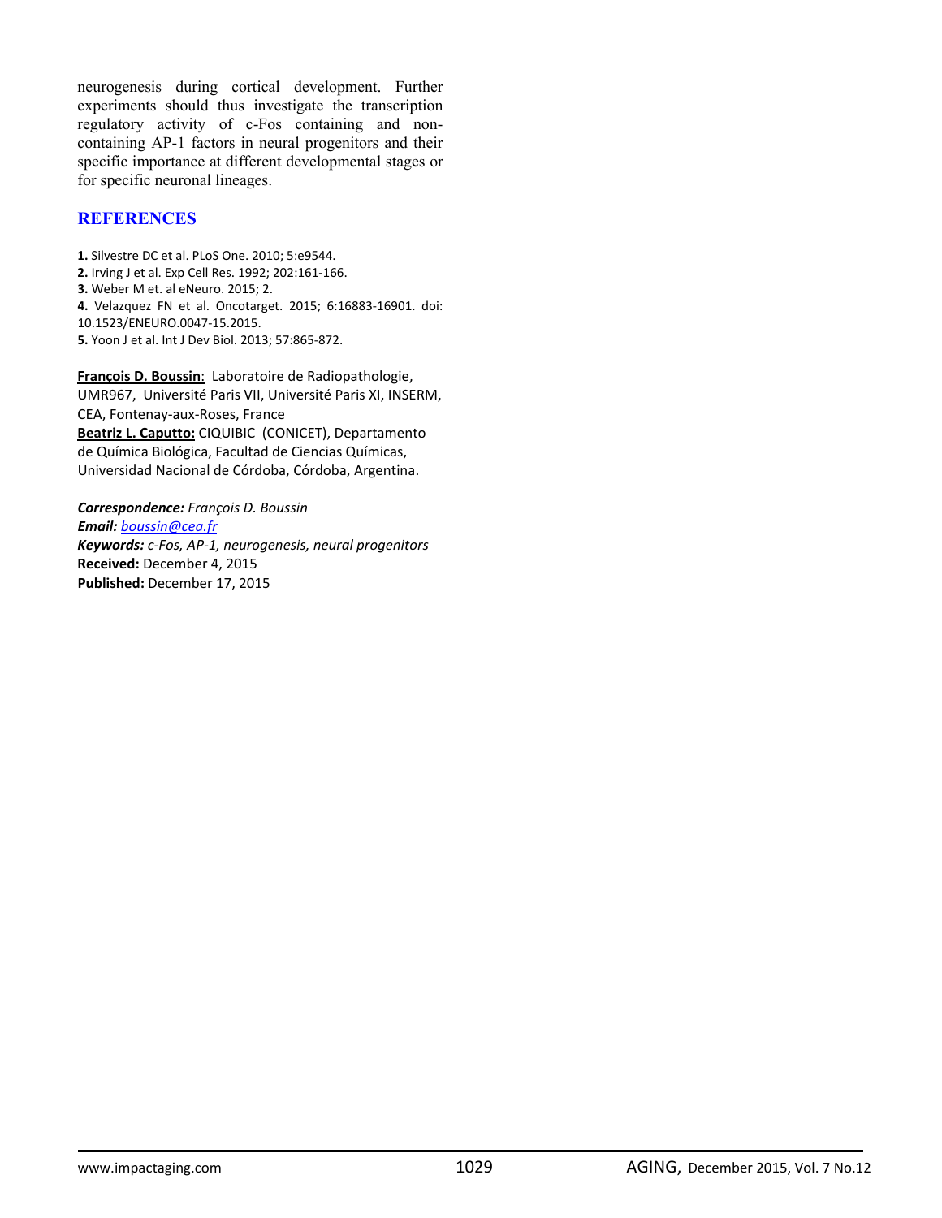neurogenesis during cortical development. Further experiments should thus investigate the transcription regulatory activity of c-Fos containing and non-containing AP-1 factors in neural progenitors and their specific importance at different developmental stages or for specific neuronal lineages.

## REFERENCES

**1.** Silvestre DC et al. PLoS One. 2010; 5:e9544.
**2.** Irving J et al. Exp Cell Res. 1992; 202:161-166.
**3.** Weber M et. al eNeuro. 2015; 2.
**4.** Velazquez FN et al. Oncotarget. 2015; 6:16883-16901. doi: 10.1523/ENEURO.0047-15.2015.
**5.** Yoon J et al. Int J Dev Biol. 2013; 57:865-872.

**François D. Boussin**: Laboratoire de Radiopathologie, UMR967, Université Paris VII, Université Paris XI, INSERM, CEA, Fontenay-aux-Roses, France
**Beatriz L. Caputto:** CIQUIBIC (CONICET), Departamento de Química Biológica, Facultad de Ciencias Químicas, Universidad Nacional de Córdoba, Córdoba, Argentina.

***Correspondence:*** *François D. Boussin*
***Email:*** *boussin@cea.fr*
***Keywords:*** *c-Fos, AP-1, neurogenesis, neural progenitors*
**Received:** December 4, 2015
**Published:** December 17, 2015